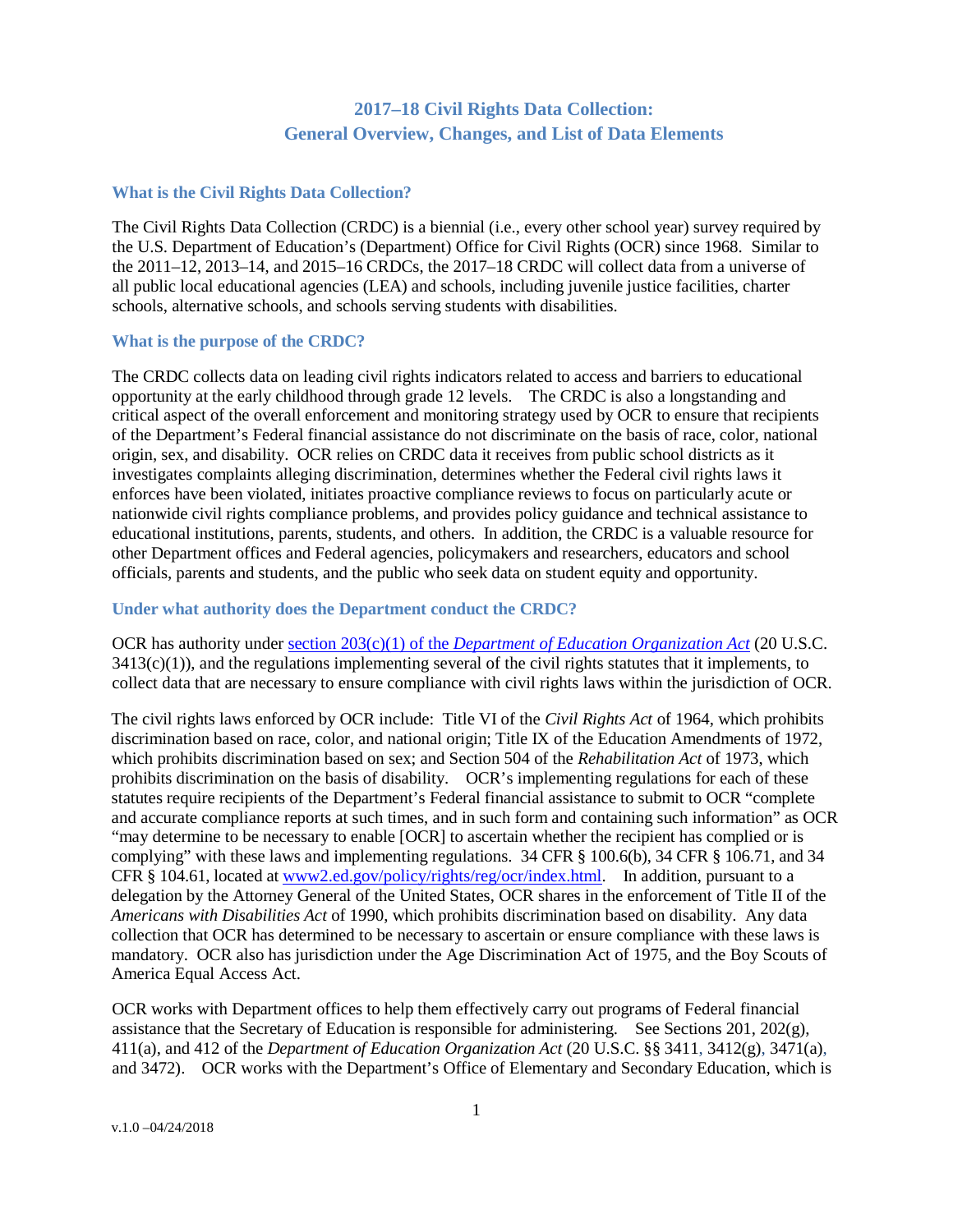# 2017–18 Civil Rights Data Collection: General Overview, Changes, and List of Data Elements

## What is the Civil Rights Data Collection?

The Civil Rights Data Collection (CRDC) is a biennial (i.e., every other school year) survey required by the U.S. Department of Education's (Department) Office for Civil Rights (OCR) since 1968. Similar to the 2011–12, 2013–14, and 2015–16 CRDCs, the 2017–18 CRDC will collect data from a universe of all public local educational agencies (LEA) and schools, including juvenile justice facilities, charter schools, alternative schools, and schools serving students with disabilities.

## What is the purpose of the CRDC?

The CRDC collects data on leading civil rights indicators related to access and barriers to educational opportunity at the early childhood through grade 12 levels. The CRDC is also a longstanding and critical aspect of the overall enforcement and monitoring strategy used by OCR to ensure that recipients of the Department's Federal financial assistance do not discriminate on the basis of race, color, national origin, sex, and disability. OCR relies on CRDC data it receives from public school districts as it investigates complaints alleging discrimination, determines whether the Federal civil rights laws it enforces have been violated, initiates proactive compliance reviews to focus on particularly acute or nationwide civil rights compliance problems, and provides policy guidance and technical assistance to educational institutions, parents, students, and others. In addition, the CRDC is a valuable resource for other Department offices and Federal agencies, policymakers and researchers, educators and school officials, parents and students, and the public who seek data on student equity and opportunity.

## Under what authority does the Department conduct the CRDC?

OCR has authority under section 203(c)(1) of the *Department of Education Organization Act* (20 U.S.C. 3413(c)(1)), and the regulations implementing several of the civil rights statutes that it implements, to collect data that are necessary to ensure compliance with civil rights laws within the jurisdiction of OCR.

The civil rights laws enforced by OCR include: Title VI of the *Civil Rights Act* of 1964, which prohibits discrimination based on race, color, and national origin; Title IX of the Education Amendments of 1972, which prohibits discrimination based on sex; and Section 504 of the *Rehabilitation Act* of 1973, which prohibits discrimination on the basis of disability. OCR's implementing regulations for each of these statutes require recipients of the Department's Federal financial assistance to submit to OCR "complete and accurate compliance reports at such times, and in such form and containing such information" as OCR "may determine to be necessary to enable [OCR] to ascertain whether the recipient has complied or is complying" with these laws and implementing regulations. 34 CFR § 100.6(b), 34 CFR § 106.71, and 34 CFR § 104.61, located at www2.ed.gov/policy/rights/reg/ocr/index.html. In addition, pursuant to a delegation by the Attorney General of the United States, OCR shares in the enforcement of Title II of the *Americans with Disabilities Act* of 1990, which prohibits discrimination based on disability. Any data collection that OCR has determined to be necessary to ascertain or ensure compliance with these laws is mandatory. OCR also has jurisdiction under the Age Discrimination Act of 1975, and the Boy Scouts of America Equal Access Act.

OCR works with Department offices to help them effectively carry out programs of Federal financial assistance that the Secretary of Education is responsible for administering. See Sections 201, 202(g), 411(a), and 412 of the *Department of Education Organization Act* (20 U.S.C. §§ 3411, 3412(g), 3471(a), and 3472). OCR works with the Department's Office of Elementary and Secondary Education, which is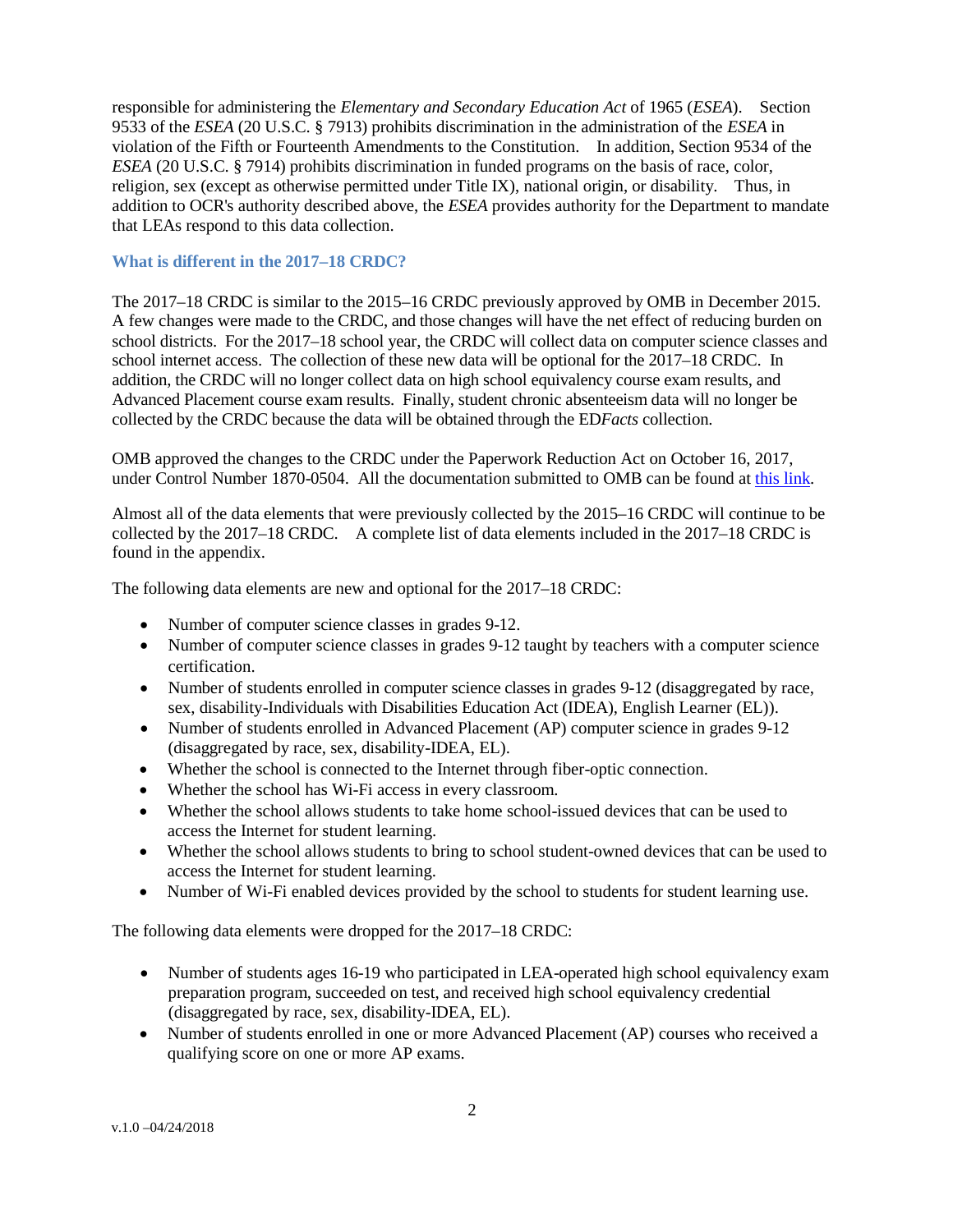responsible for administering the *Elementary and Secondary Education Act* of 1965 (*ESEA*). Section 9533 of the *ESEA* (20 U.S.C. § 7913) prohibits discrimination in the administration of the *ESEA* in violation of the Fifth or Fourteenth Amendments to the Constitution. In addition, Section 9534 of the *ESEA* (20 U.S.C. § 7914) prohibits discrimination in funded programs on the basis of race, color, religion, sex (except as otherwise permitted under Title IX), national origin, or disability. Thus, in addition to OCR's authority described above, the *ESEA* provides authority for the Department to mandate that LEAs respond to this data collection.

### What is different in the 2017–18 CRDC?

The 2017–18 CRDC is similar to the 2015–16 CRDC previously approved by OMB in December 2015. A few changes were made to the CRDC, and those changes will have the net effect of reducing burden on school districts. For the 2017–18 school year, the CRDC will collect data on computer science classes and school internet access. The collection of these new data will be optional for the 2017–18 CRDC. In addition, the CRDC will no longer collect data on high school equivalency course exam results, and Advanced Placement course exam results. Finally, student chronic absenteeism data will no longer be collected by the CRDC because the data will be obtained through the ED*Facts* collection.

OMB approved the changes to the CRDC under the Paperwork Reduction Act on October 16, 2017, under Control Number 1870-0504. All the documentation submitted to OMB can be found at this link.

Almost all of the data elements that were previously collected by the 2015–16 CRDC will continue to be collected by the 2017–18 CRDC. A complete list of data elements included in the 2017–18 CRDC is found in the appendix.

The following data elements are new and optional for the 2017–18 CRDC:

- Number of computer science classes in grades 9-12.
- Number of computer science classes in grades 9-12 taught by teachers with a computer science certification.
- Number of students enrolled in computer science classes in grades 9-12 (disaggregated by race, sex, disability-Individuals with Disabilities Education Act (IDEA), English Learner (EL)).
- Number of students enrolled in Advanced Placement (AP) computer science in grades 9-12 (disaggregated by race, sex, disability-IDEA, EL).
- Whether the school is connected to the Internet through fiber-optic connection.
- Whether the school has Wi-Fi access in every classroom.
- Whether the school allows students to take home school-issued devices that can be used to access the Internet for student learning.
- Whether the school allows students to bring to school student-owned devices that can be used to access the Internet for student learning.
- Number of Wi-Fi enabled devices provided by the school to students for student learning use.

The following data elements were dropped for the 2017–18 CRDC:

- Number of students ages 16-19 who participated in LEA-operated high school equivalency exam preparation program, succeeded on test, and received high school equivalency credential (disaggregated by race, sex, disability-IDEA, EL).
- Number of students enrolled in one or more Advanced Placement (AP) courses who received a qualifying score on one or more AP exams.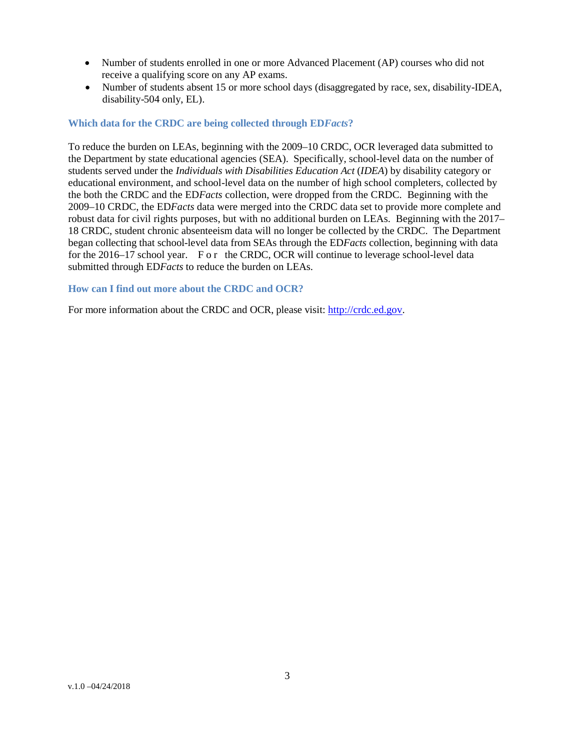- Number of students enrolled in one or more Advanced Placement (AP) courses who did not receive a qualifying score on any AP exams.
- Number of students absent 15 or more school days (disaggregated by race, sex, disability-IDEA, disability-504 only, EL).

### Which data for the CRDC are being collected through ED*Facts*?

To reduce the burden on LEAs, beginning with the 2009–10 CRDC, OCR leveraged data submitted to the Department by state educational agencies (SEA). Specifically, school-level data on the number of students served under the *Individuals with Disabilities Education Act* (*IDEA*) by disability category or educational environment, and school-level data on the number of high school completers, collected by the both the CRDC and the ED*Facts* collection, were dropped from the CRDC. Beginning with the 2009–10 CRDC, the ED*Facts* data were merged into the CRDC data set to provide more complete and robust data for civil rights purposes, but with no additional burden on LEAs. Beginning with the 2017–18 CRDC, student chronic absenteeism data will no longer be collected by the CRDC. The Department began collecting that school-level data from SEAs through the ED*Facts* collection, beginning with data for the 2016–17 school year. For the CRDC, OCR will continue to leverage school-level data submitted through ED*Facts* to reduce the burden on LEAs.

### How can I find out more about the CRDC and OCR?

For more information about the CRDC and OCR, please visit: [http://crdc.ed.gov](http://crdc.ed.gov).

v.1.0 –04/24/2018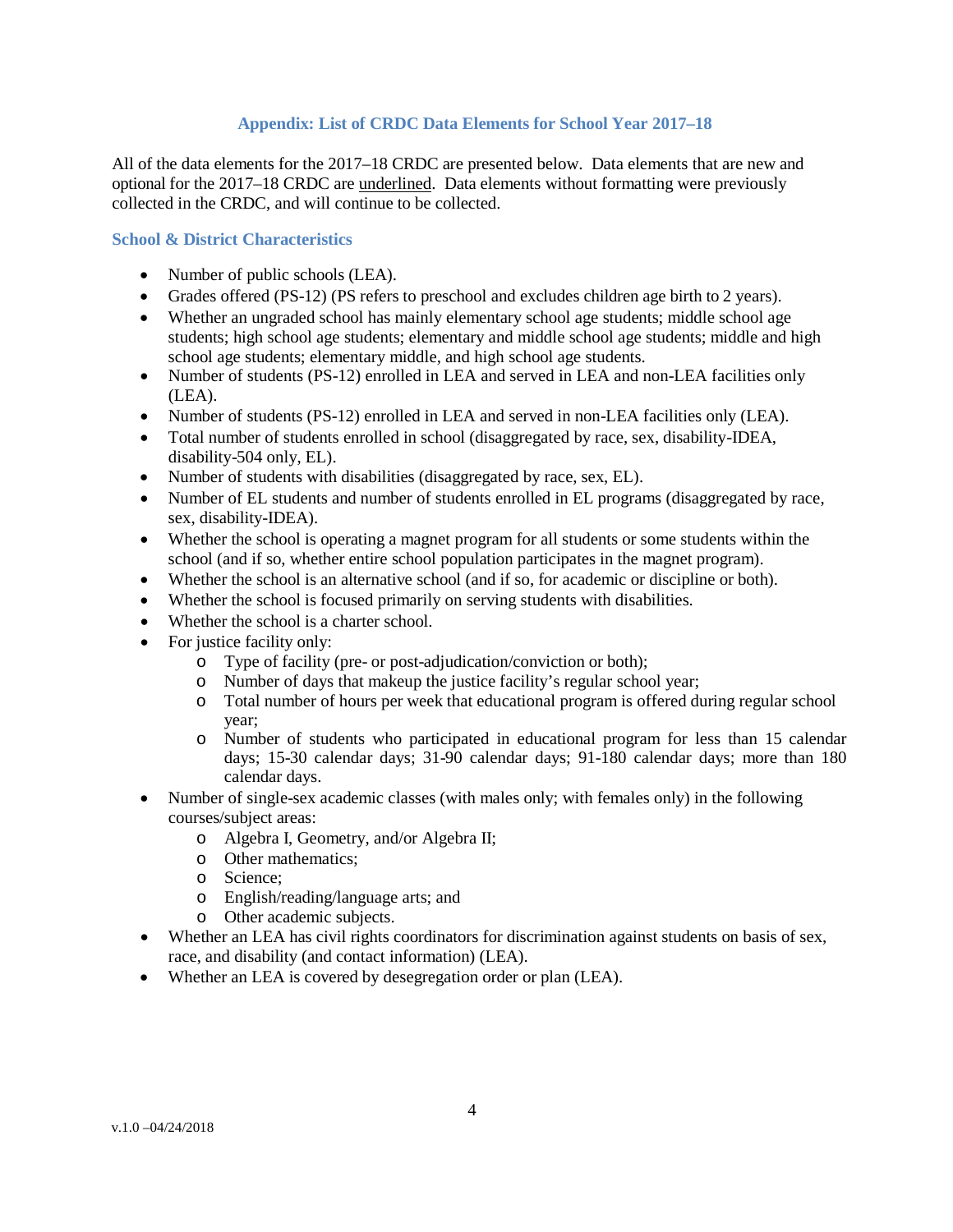## Appendix: List of CRDC Data Elements for School Year 2017–18

All of the data elements for the 2017–18 CRDC are presented below. Data elements that are new and optional for the 2017–18 CRDC are <u>underlined</u>. Data elements without formatting were previously collected in the CRDC, and will continue to be collected.

### School & District Characteristics

- Number of public schools (LEA).
- Grades offered (PS-12) (PS refers to preschool and excludes children age birth to 2 years).
- Whether an ungraded school has mainly elementary school age students; middle school age students; high school age students; elementary and middle school age students; middle and high school age students; elementary middle, and high school age students.
- Number of students (PS-12) enrolled in LEA and served in LEA and non-LEA facilities only (LEA).
- Number of students (PS-12) enrolled in LEA and served in non-LEA facilities only (LEA).
- Total number of students enrolled in school (disaggregated by race, sex, disability-IDEA, disability-504 only, EL).
- Number of students with disabilities (disaggregated by race, sex, EL).
- Number of EL students and number of students enrolled in EL programs (disaggregated by race, sex, disability-IDEA).
- Whether the school is operating a magnet program for all students or some students within the school (and if so, whether entire school population participates in the magnet program).
- Whether the school is an alternative school (and if so, for academic or discipline or both).
- Whether the school is focused primarily on serving students with disabilities.
- Whether the school is a charter school.
- For justice facility only:
  - Type of facility (pre- or post-adjudication/conviction or both);
  - Number of days that makeup the justice facility's regular school year;
  - Total number of hours per week that educational program is offered during regular school year;
  - Number of students who participated in educational program for less than 15 calendar days; 15-30 calendar days; 31-90 calendar days; 91-180 calendar days; more than 180 calendar days.
- Number of single-sex academic classes (with males only; with females only) in the following courses/subject areas:
  - Algebra I, Geometry, and/or Algebra II;
  - Other mathematics;
  - Science;
  - English/reading/language arts; and
  - Other academic subjects.
- Whether an LEA has civil rights coordinators for discrimination against students on basis of sex, race, and disability (and contact information) (LEA).
- Whether an LEA is covered by desegregation order or plan (LEA).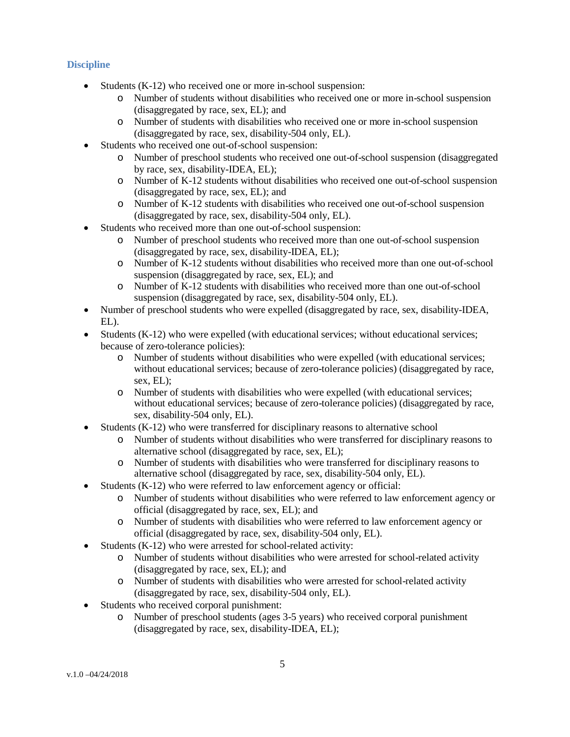### Discipline

- Students (K-12) who received one or more in-school suspension:
  - Number of students without disabilities who received one or more in-school suspension (disaggregated by race, sex, EL); and
  - Number of students with disabilities who received one or more in-school suspension (disaggregated by race, sex, disability-504 only, EL).
- Students who received one out-of-school suspension:
  - Number of preschool students who received one out-of-school suspension (disaggregated by race, sex, disability-IDEA, EL);
  - Number of K-12 students without disabilities who received one out-of-school suspension (disaggregated by race, sex, EL); and
  - Number of K-12 students with disabilities who received one out-of-school suspension (disaggregated by race, sex, disability-504 only, EL).
- Students who received more than one out-of-school suspension:
  - Number of preschool students who received more than one out-of-school suspension (disaggregated by race, sex, disability-IDEA, EL);
  - Number of K-12 students without disabilities who received more than one out-of-school suspension (disaggregated by race, sex, EL); and
  - Number of K-12 students with disabilities who received more than one out-of-school suspension (disaggregated by race, sex, disability-504 only, EL).
- Number of preschool students who were expelled (disaggregated by race, sex, disability-IDEA, EL).
- Students (K-12) who were expelled (with educational services; without educational services; because of zero-tolerance policies):
  - Number of students without disabilities who were expelled (with educational services; without educational services; because of zero-tolerance policies) (disaggregated by race, sex, EL);
  - Number of students with disabilities who were expelled (with educational services; without educational services; because of zero-tolerance policies) (disaggregated by race, sex, disability-504 only, EL).
- Students (K-12) who were transferred for disciplinary reasons to alternative school
  - Number of students without disabilities who were transferred for disciplinary reasons to alternative school (disaggregated by race, sex, EL);
  - Number of students with disabilities who were transferred for disciplinary reasons to alternative school (disaggregated by race, sex, disability-504 only, EL).
- Students (K-12) who were referred to law enforcement agency or official:
  - Number of students without disabilities who were referred to law enforcement agency or official (disaggregated by race, sex, EL); and
  - Number of students with disabilities who were referred to law enforcement agency or official (disaggregated by race, sex, disability-504 only, EL).
- Students (K-12) who were arrested for school-related activity:
  - Number of students without disabilities who were arrested for school-related activity (disaggregated by race, sex, EL); and
  - Number of students with disabilities who were arrested for school-related activity (disaggregated by race, sex, disability-504 only, EL).
- Students who received corporal punishment:
  - Number of preschool students (ages 3-5 years) who received corporal punishment (disaggregated by race, sex, disability-IDEA, EL);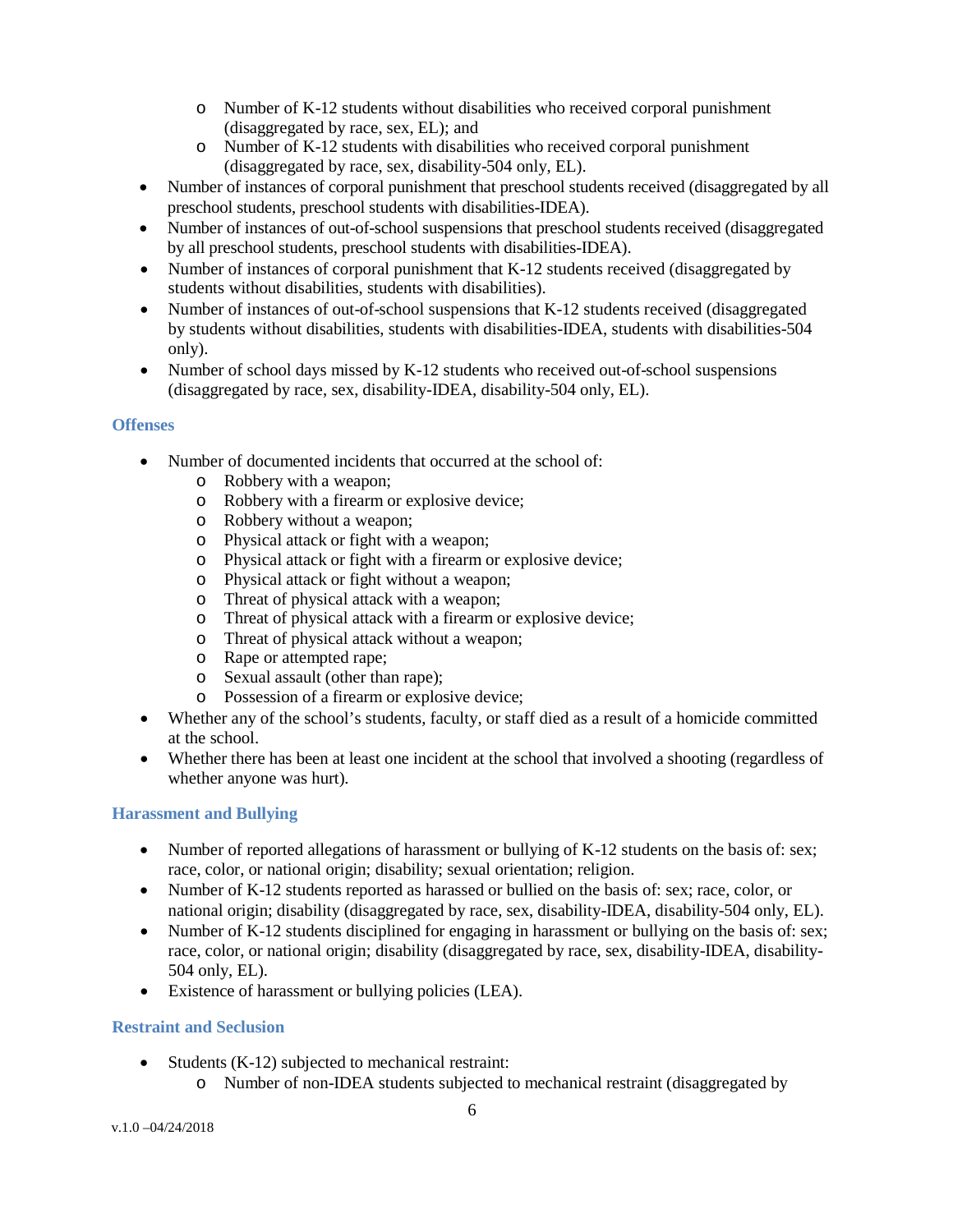- Number of K-12 students without disabilities who received corporal punishment (disaggregated by race, sex, EL); and
  - Number of K-12 students with disabilities who received corporal punishment (disaggregated by race, sex, disability-504 only, EL).
- Number of instances of corporal punishment that preschool students received (disaggregated by all preschool students, preschool students with disabilities-IDEA).
- Number of instances of out-of-school suspensions that preschool students received (disaggregated by all preschool students, preschool students with disabilities-IDEA).
- Number of instances of corporal punishment that K-12 students received (disaggregated by students without disabilities, students with disabilities).
- Number of instances of out-of-school suspensions that K-12 students received (disaggregated by students without disabilities, students with disabilities-IDEA, students with disabilities-504 only).
- Number of school days missed by K-12 students who received out-of-school suspensions (disaggregated by race, sex, disability-IDEA, disability-504 only, EL).

### Offenses

- Number of documented incidents that occurred at the school of:
  - Robbery with a weapon;
  - Robbery with a firearm or explosive device;
  - Robbery without a weapon;
  - Physical attack or fight with a weapon;
  - Physical attack or fight with a firearm or explosive device;
  - Physical attack or fight without a weapon;
  - Threat of physical attack with a weapon;
  - Threat of physical attack with a firearm or explosive device;
  - Threat of physical attack without a weapon;
  - Rape or attempted rape;
  - Sexual assault (other than rape);
  - Possession of a firearm or explosive device;
- Whether any of the school's students, faculty, or staff died as a result of a homicide committed at the school.
- Whether there has been at least one incident at the school that involved a shooting (regardless of whether anyone was hurt).

### Harassment and Bullying

- Number of reported allegations of harassment or bullying of K-12 students on the basis of: sex; race, color, or national origin; disability; sexual orientation; religion.
- Number of K-12 students reported as harassed or bullied on the basis of: sex; race, color, or national origin; disability (disaggregated by race, sex, disability-IDEA, disability-504 only, EL).
- Number of K-12 students disciplined for engaging in harassment or bullying on the basis of: sex; race, color, or national origin; disability (disaggregated by race, sex, disability-IDEA, disability-504 only, EL).
- Existence of harassment or bullying policies (LEA).

### Restraint and Seclusion

- Students (K-12) subjected to mechanical restraint:
  - Number of non-IDEA students subjected to mechanical restraint (disaggregated by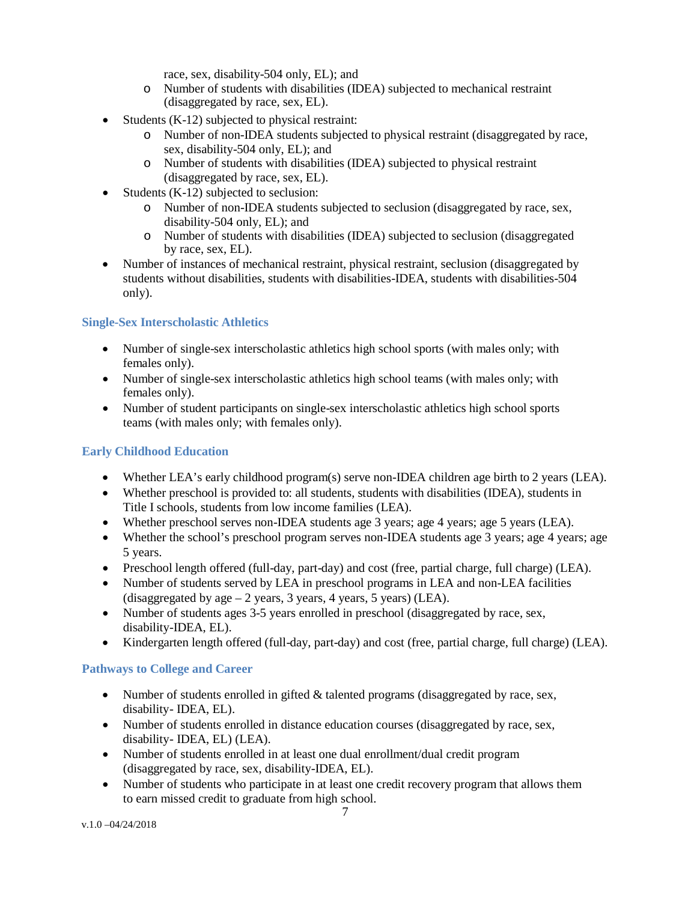race, sex, disability-504 only, EL); and
  - Number of students with disabilities (IDEA) subjected to mechanical restraint (disaggregated by race, sex, EL).
- Students (K-12) subjected to physical restraint:
  - Number of non-IDEA students subjected to physical restraint (disaggregated by race, sex, disability-504 only, EL); and
  - Number of students with disabilities (IDEA) subjected to physical restraint (disaggregated by race, sex, EL).
- Students (K-12) subjected to seclusion:
  - Number of non-IDEA students subjected to seclusion (disaggregated by race, sex, disability-504 only, EL); and
  - Number of students with disabilities (IDEA) subjected to seclusion (disaggregated by race, sex, EL).
- Number of instances of mechanical restraint, physical restraint, seclusion (disaggregated by students without disabilities, students with disabilities-IDEA, students with disabilities-504 only).

### Single-Sex Interscholastic Athletics

- Number of single-sex interscholastic athletics high school sports (with males only; with females only).
- Number of single-sex interscholastic athletics high school teams (with males only; with females only).
- Number of student participants on single-sex interscholastic athletics high school sports teams (with males only; with females only).

### Early Childhood Education

- Whether LEA's early childhood program(s) serve non-IDEA children age birth to 2 years (LEA).
- Whether preschool is provided to: all students, students with disabilities (IDEA), students in Title I schools, students from low income families (LEA).
- Whether preschool serves non-IDEA students age 3 years; age 4 years; age 5 years (LEA).
- Whether the school's preschool program serves non-IDEA students age 3 years; age 4 years; age 5 years.
- Preschool length offered (full-day, part-day) and cost (free, partial charge, full charge) (LEA).
- Number of students served by LEA in preschool programs in LEA and non-LEA facilities (disaggregated by age – 2 years, 3 years, 4 years, 5 years) (LEA).
- Number of students ages 3-5 years enrolled in preschool (disaggregated by race, sex, disability-IDEA, EL).
- Kindergarten length offered (full-day, part-day) and cost (free, partial charge, full charge) (LEA).

### Pathways to College and Career

- Number of students enrolled in gifted & talented programs (disaggregated by race, sex, disability- IDEA, EL).
- Number of students enrolled in distance education courses (disaggregated by race, sex, disability- IDEA, EL) (LEA).
- Number of students enrolled in at least one dual enrollment/dual credit program (disaggregated by race, sex, disability-IDEA, EL).
- Number of students who participate in at least one credit recovery program that allows them to earn missed credit to graduate from high school.

v.1.0 –04/24/2018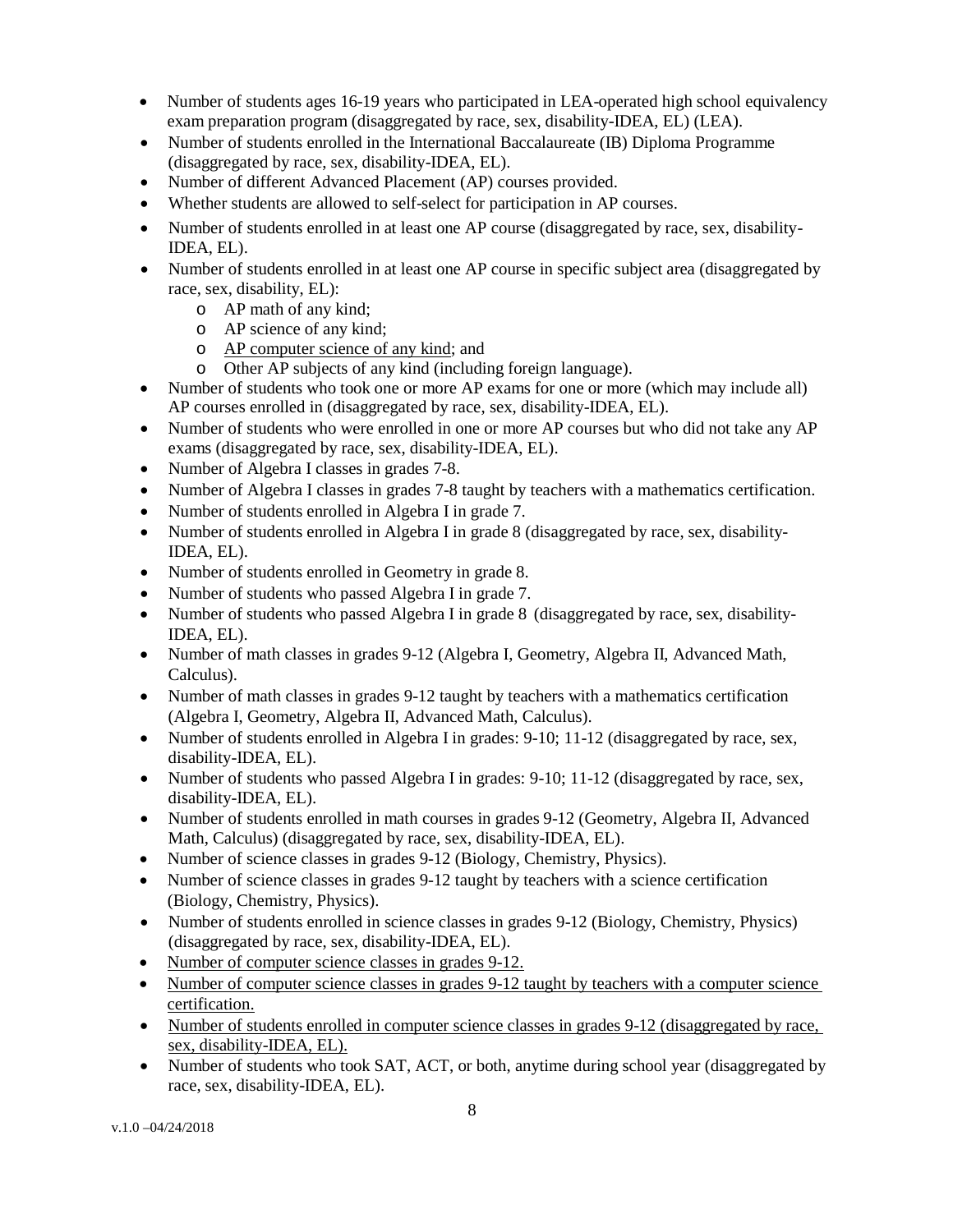- Number of students ages 16-19 years who participated in LEA-operated high school equivalency exam preparation program (disaggregated by race, sex, disability-IDEA, EL) (LEA).
- Number of students enrolled in the International Baccalaureate (IB) Diploma Programme (disaggregated by race, sex, disability-IDEA, EL).
- Number of different Advanced Placement (AP) courses provided.
- Whether students are allowed to self-select for participation in AP courses.
- Number of students enrolled in at least one AP course (disaggregated by race, sex, disability-IDEA, EL).
- Number of students enrolled in at least one AP course in specific subject area (disaggregated by race, sex, disability, EL):
  - AP math of any kind;
  - AP science of any kind;
  - <u>AP computer science of any kind</u>; and
  - Other AP subjects of any kind (including foreign language).
- Number of students who took one or more AP exams for one or more (which may include all) AP courses enrolled in (disaggregated by race, sex, disability-IDEA, EL).
- Number of students who were enrolled in one or more AP courses but who did not take any AP exams (disaggregated by race, sex, disability-IDEA, EL).
- Number of Algebra I classes in grades 7-8.
- Number of Algebra I classes in grades 7-8 taught by teachers with a mathematics certification.
- Number of students enrolled in Algebra I in grade 7.
- Number of students enrolled in Algebra I in grade 8 (disaggregated by race, sex, disability-IDEA, EL).
- Number of students enrolled in Geometry in grade 8.
- Number of students who passed Algebra I in grade 7.
- Number of students who passed Algebra I in grade 8 (disaggregated by race, sex, disability-IDEA, EL).
- Number of math classes in grades 9-12 (Algebra I, Geometry, Algebra II, Advanced Math, Calculus).
- Number of math classes in grades 9-12 taught by teachers with a mathematics certification (Algebra I, Geometry, Algebra II, Advanced Math, Calculus).
- Number of students enrolled in Algebra I in grades: 9-10; 11-12 (disaggregated by race, sex, disability-IDEA, EL).
- Number of students who passed Algebra I in grades: 9-10; 11-12 (disaggregated by race, sex, disability-IDEA, EL).
- Number of students enrolled in math courses in grades 9-12 (Geometry, Algebra II, Advanced Math, Calculus) (disaggregated by race, sex, disability-IDEA, EL).
- Number of science classes in grades 9-12 (Biology, Chemistry, Physics).
- Number of science classes in grades 9-12 taught by teachers with a science certification (Biology, Chemistry, Physics).
- Number of students enrolled in science classes in grades 9-12 (Biology, Chemistry, Physics) (disaggregated by race, sex, disability-IDEA, EL).
- <u>Number of computer science classes in grades 9-12.</u>
- <u>Number of computer science classes in grades 9-12 taught by teachers with a computer science certification.</u>
- <u>Number of students enrolled in computer science classes in grades 9-12 (disaggregated by race, sex, disability-IDEA, EL).</u>
- Number of students who took SAT, ACT, or both, anytime during school year (disaggregated by race, sex, disability-IDEA, EL).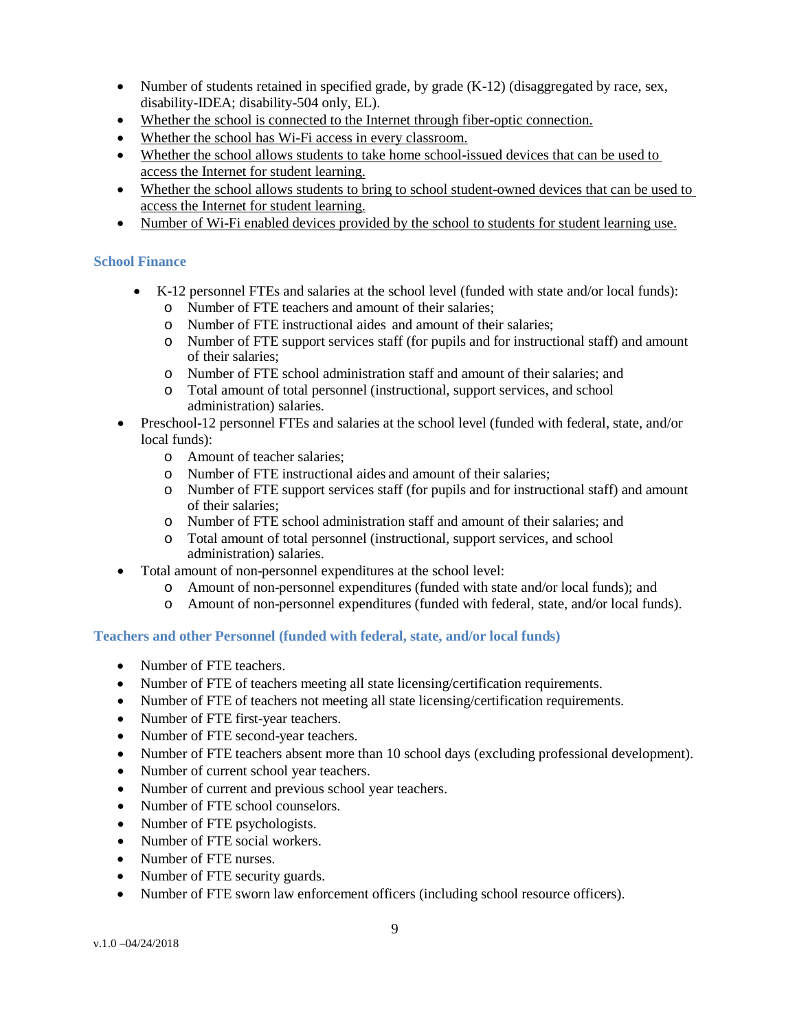- Number of students retained in specified grade, by grade (K-12) (disaggregated by race, sex, disability-IDEA; disability-504 only, EL).
- <u>Whether the school is connected to the Internet through fiber-optic connection.</u>
- <u>Whether the school has Wi-Fi access in every classroom.</u>
- <u>Whether the school allows students to take home school-issued devices that can be used to access the Internet for student learning.</u>
- <u>Whether the school allows students to bring to school student-owned devices that can be used to access the Internet for student learning.</u>
- <u>Number of Wi-Fi enabled devices provided by the school to students for student learning use.</u>

### School Finance

- K-12 personnel FTEs and salaries at the school level (funded with state and/or local funds):
  - Number of FTE teachers and amount of their salaries;
  - Number of FTE instructional aides and amount of their salaries;
  - Number of FTE support services staff (for pupils and for instructional staff) and amount of their salaries;
  - Number of FTE school administration staff and amount of their salaries; and
  - Total amount of total personnel (instructional, support services, and school administration) salaries.
- Preschool-12 personnel FTEs and salaries at the school level (funded with federal, state, and/or local funds):
  - Amount of teacher salaries;
  - Number of FTE instructional aides and amount of their salaries;
  - Number of FTE support services staff (for pupils and for instructional staff) and amount of their salaries;
  - Number of FTE school administration staff and amount of their salaries; and
  - Total amount of total personnel (instructional, support services, and school administration) salaries.
- Total amount of non-personnel expenditures at the school level:
  - Amount of non-personnel expenditures (funded with state and/or local funds); and
  - Amount of non-personnel expenditures (funded with federal, state, and/or local funds).

### Teachers and other Personnel (funded with federal, state, and/or local funds)

- Number of FTE teachers.
- Number of FTE of teachers meeting all state licensing/certification requirements.
- Number of FTE of teachers not meeting all state licensing/certification requirements.
- Number of FTE first-year teachers.
- Number of FTE second-year teachers.
- Number of FTE teachers absent more than 10 school days (excluding professional development).
- Number of current school year teachers.
- Number of current and previous school year teachers.
- Number of FTE school counselors.
- Number of FTE psychologists.
- Number of FTE social workers.
- Number of FTE nurses.
- Number of FTE security guards.
- Number of FTE sworn law enforcement officers (including school resource officers).